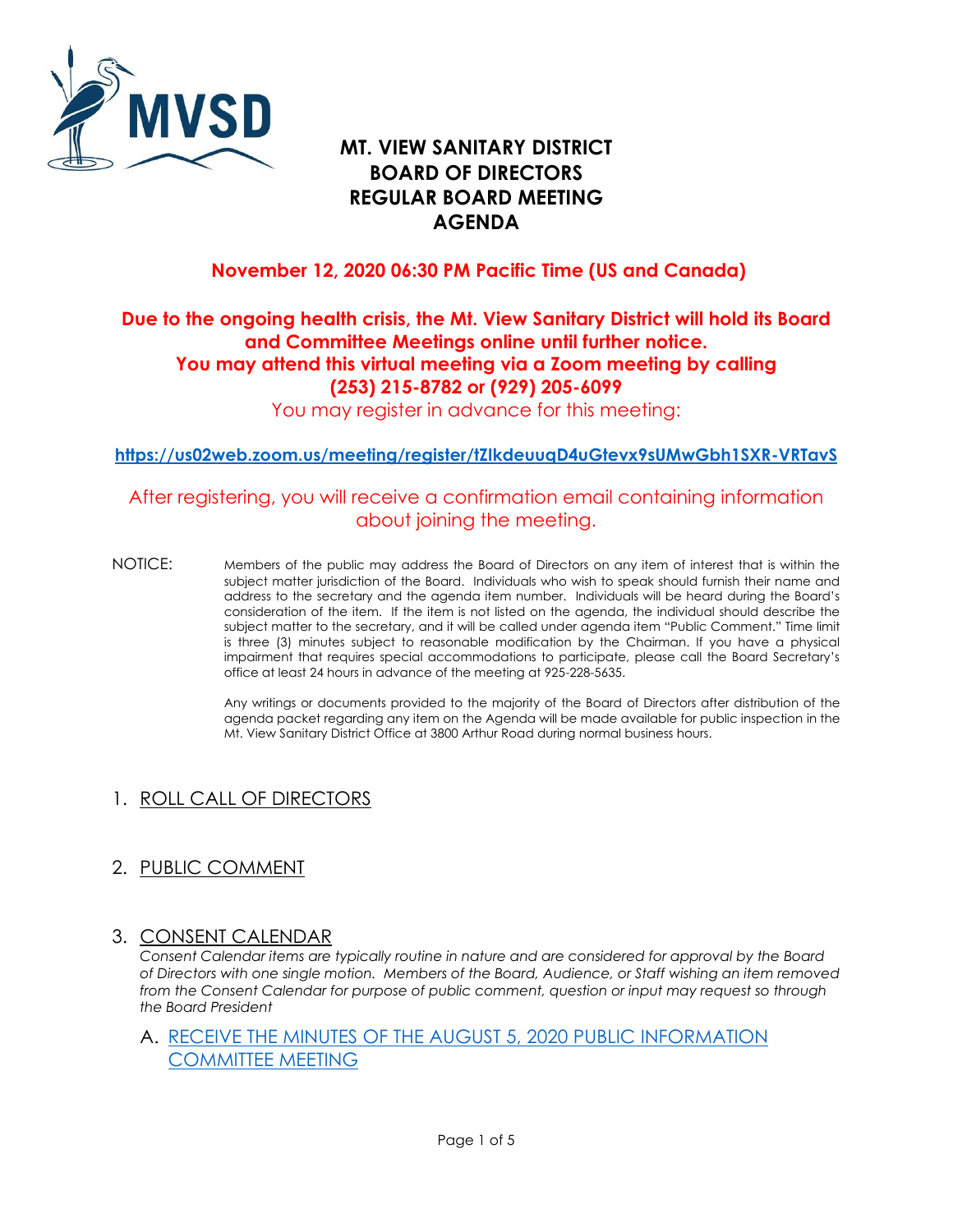# MT. VIEW SANITARY DISTRICT
# BOARD OF DIRECTORS
# REGULAR BOARD MEETING
# AGENDA

**November 12, 2020 06:30 PM Pacific Time (US and Canada)**

**Due to the ongoing health crisis, the Mt. View Sanitary District will hold its Board and Committee Meetings online until further notice.**
**You may attend this virtual meeting via a Zoom meeting by calling (253) 215-8782 or (929) 205-6099**

You may register in advance for this meeting:

**https://us02web.zoom.us/meeting/register/tZIkdeuuqD4uGtevx9sUMwGbh1SXR-VRTavS**

After registering, you will receive a confirmation email containing information about joining the meeting.

NOTICE: Members of the public may address the Board of Directors on any item of interest that is within the subject matter jurisdiction of the Board. Individuals who wish to speak should furnish their name and address to the secretary and the agenda item number. Individuals will be heard during the Board's consideration of the item. If the item is not listed on the agenda, the individual should describe the subject matter to the secretary, and it will be called under agenda item "Public Comment." Time limit is three (3) minutes subject to reasonable modification by the Chairman. If you have a physical impairment that requires special accommodations to participate, please call the Board Secretary's office at least 24 hours in advance of the meeting at 925-228-5635.

Any writings or documents provided to the majority of the Board of Directors after distribution of the agenda packet regarding any item on the Agenda will be made available for public inspection in the Mt. View Sanitary District Office at 3800 Arthur Road during normal business hours.

## 1. ROLL CALL OF DIRECTORS

## 2. PUBLIC COMMENT

## 3. CONSENT CALENDAR

*Consent Calendar items are typically routine in nature and are considered for approval by the Board of Directors with one single motion. Members of the Board, Audience, or Staff wishing an item removed from the Consent Calendar for purpose of public comment, question or input may request so through the Board President*

A. RECEIVE THE MINUTES OF THE AUGUST 5, 2020 PUBLIC INFORMATION COMMITTEE MEETING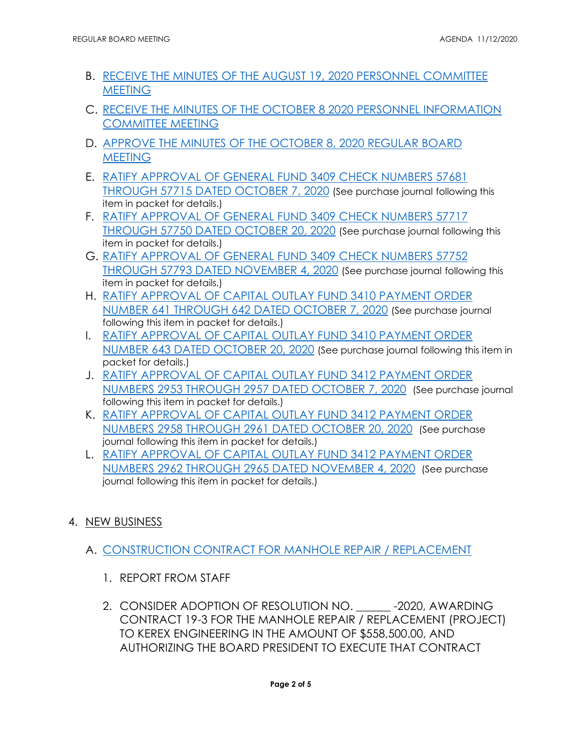B. RECEIVE THE MINUTES OF THE AUGUST 19, 2020 PERSONNEL COMMITTEE MEETING

C. RECEIVE THE MINUTES OF THE OCTOBER 8 2020 PERSONNEL INFORMATION COMMITTEE MEETING

D. APPROVE THE MINUTES OF THE OCTOBER 8, 2020 REGULAR BOARD MEETING

E. RATIFY APPROVAL OF GENERAL FUND 3409 CHECK NUMBERS 57681 THROUGH 57715 DATED OCTOBER 7, 2020 (See purchase journal following this item in packet for details.)

F. RATIFY APPROVAL OF GENERAL FUND 3409 CHECK NUMBERS 57717 THROUGH 57750 DATED OCTOBER 20, 2020 (See purchase journal following this item in packet for details.)

G. RATIFY APPROVAL OF GENERAL FUND 3409 CHECK NUMBERS 57752 THROUGH 57793 DATED NOVEMBER 4, 2020 (See purchase journal following this item in packet for details.)

H. RATIFY APPROVAL OF CAPITAL OUTLAY FUND 3410 PAYMENT ORDER NUMBER 641 THROUGH 642 DATED OCTOBER 7, 2020 (See purchase journal following this item in packet for details.)

I. RATIFY APPROVAL OF CAPITAL OUTLAY FUND 3410 PAYMENT ORDER NUMBER 643 DATED OCTOBER 20, 2020 (See purchase journal following this item in packet for details.)

J. RATIFY APPROVAL OF CAPITAL OUTLAY FUND 3412 PAYMENT ORDER NUMBERS 2953 THROUGH 2957 DATED OCTOBER 7, 2020 (See purchase journal following this item in packet for details.)

K. RATIFY APPROVAL OF CAPITAL OUTLAY FUND 3412 PAYMENT ORDER NUMBERS 2958 THROUGH 2961 DATED OCTOBER 20, 2020 (See purchase journal following this item in packet for details.)

L. RATIFY APPROVAL OF CAPITAL OUTLAY FUND 3412 PAYMENT ORDER NUMBERS 2962 THROUGH 2965 DATED NOVEMBER 4, 2020 (See purchase journal following this item in packet for details.)

4. NEW BUSINESS

A. CONSTRUCTION CONTRACT FOR MANHOLE REPAIR / REPLACEMENT

1. REPORT FROM STAFF

2. CONSIDER ADOPTION OF RESOLUTION NO. ______ -2020, AWARDING CONTRACT 19-3 FOR THE MANHOLE REPAIR / REPLACEMENT (PROJECT) TO KEREX ENGINEERING IN THE AMOUNT OF $558,500.00, AND AUTHORIZING THE BOARD PRESIDENT TO EXECUTE THAT CONTRACT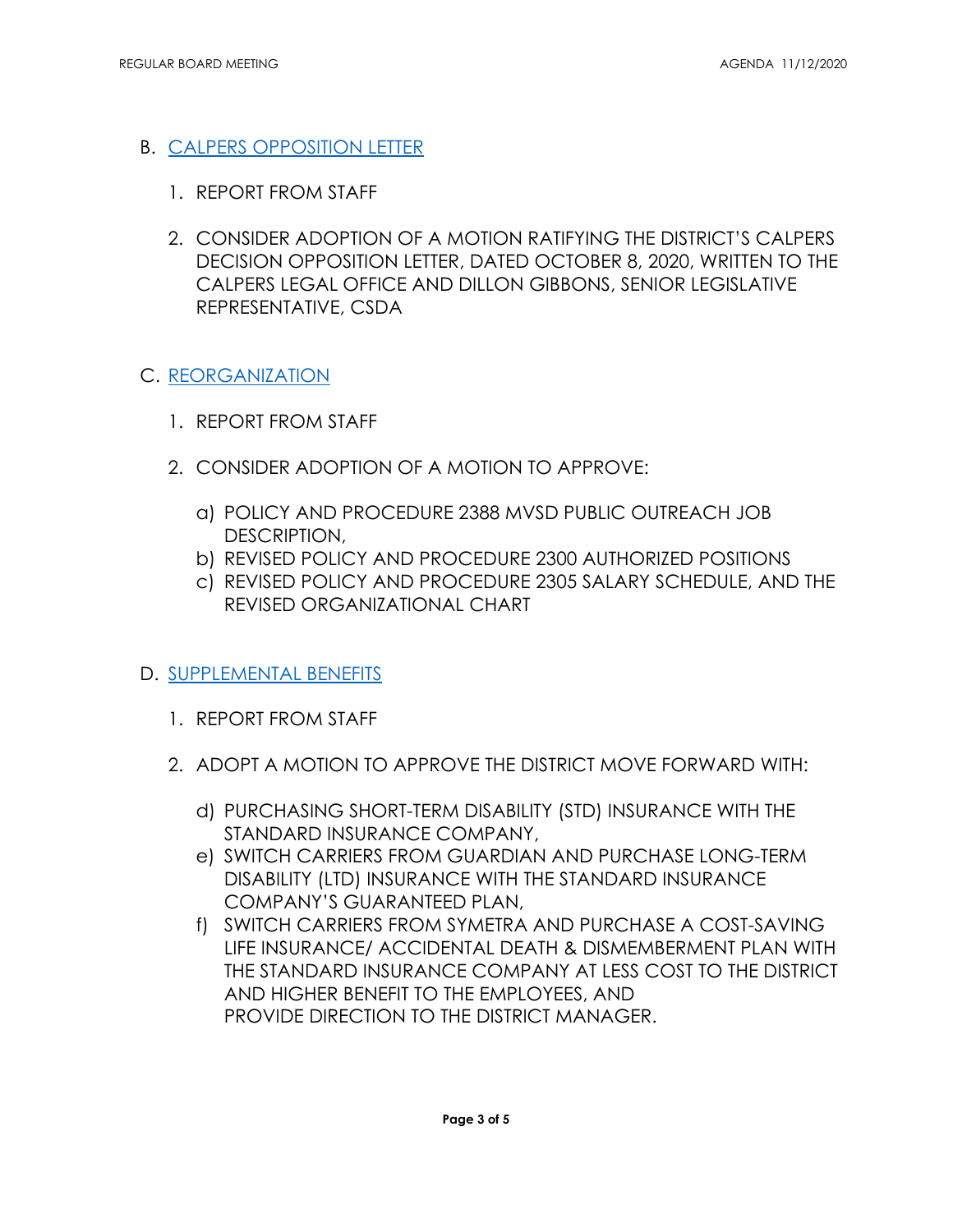B. [CALPERS OPPOSITION LETTER]

1. REPORT FROM STAFF
2. CONSIDER ADOPTION OF A MOTION RATIFYING THE DISTRICT'S CALPERS DECISION OPPOSITION LETTER, DATED OCTOBER 8, 2020, WRITTEN TO THE CALPERS LEGAL OFFICE AND DILLON GIBBONS, SENIOR LEGISLATIVE REPRESENTATIVE, CSDA

C. [REORGANIZATION]

1. REPORT FROM STAFF
2. CONSIDER ADOPTION OF A MOTION TO APPROVE:

   a) POLICY AND PROCEDURE 2388 MVSD PUBLIC OUTREACH JOB DESCRIPTION,
   b) REVISED POLICY AND PROCEDURE 2300 AUTHORIZED POSITIONS
   c) REVISED POLICY AND PROCEDURE 2305 SALARY SCHEDULE, AND THE REVISED ORGANIZATIONAL CHART

D. [SUPPLEMENTAL BENEFITS]

1. REPORT FROM STAFF
2. ADOPT A MOTION TO APPROVE THE DISTRICT MOVE FORWARD WITH:

   d) PURCHASING SHORT-TERM DISABILITY (STD) INSURANCE WITH THE STANDARD INSURANCE COMPANY,
   e) SWITCH CARRIERS FROM GUARDIAN AND PURCHASE LONG-TERM DISABILITY (LTD) INSURANCE WITH THE STANDARD INSURANCE COMPANY'S GUARANTEED PLAN,
   f) SWITCH CARRIERS FROM SYMETRA AND PURCHASE A COST-SAVING LIFE INSURANCE/ ACCIDENTAL DEATH & DISMEMBERMENT PLAN WITH THE STANDARD INSURANCE COMPANY AT LESS COST TO THE DISTRICT AND HIGHER BENEFIT TO THE EMPLOYEES, AND PROVIDE DIRECTION TO THE DISTRICT MANAGER.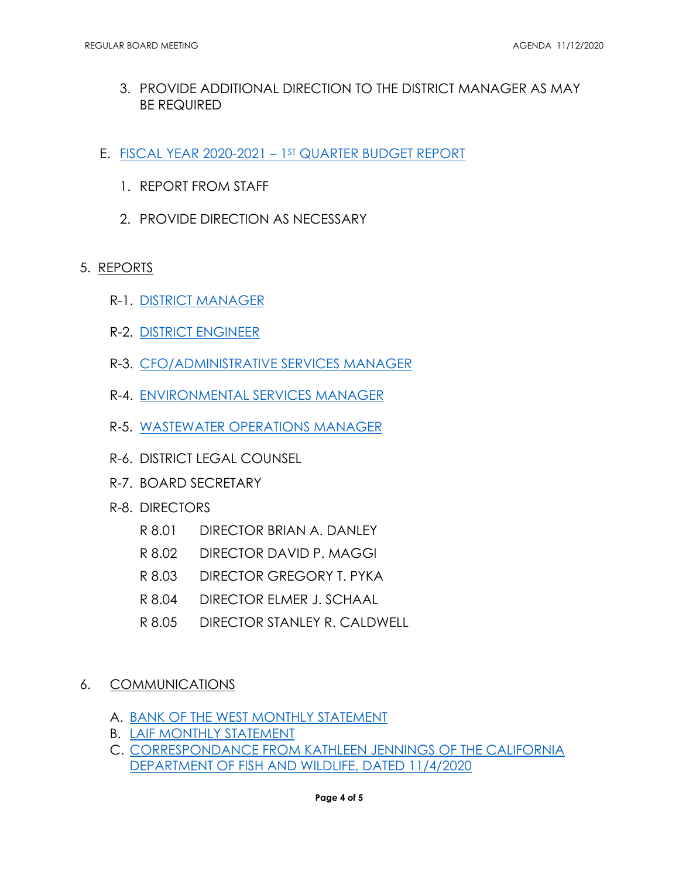3. PROVIDE ADDITIONAL DIRECTION TO THE DISTRICT MANAGER AS MAY BE REQUIRED

E. FISCAL YEAR 2020-2021 – 1ST QUARTER BUDGET REPORT

1. REPORT FROM STAFF

2. PROVIDE DIRECTION AS NECESSARY

5. REPORTS

R-1. DISTRICT MANAGER

R-2. DISTRICT ENGINEER

R-3. CFO/ADMINISTRATIVE SERVICES MANAGER

R-4. ENVIRONMENTAL SERVICES MANAGER

R-5. WASTEWATER OPERATIONS MANAGER

R-6. DISTRICT LEGAL COUNSEL

R-7. BOARD SECRETARY

R-8. DIRECTORS

R 8.01 DIRECTOR BRIAN A. DANLEY

R 8.02 DIRECTOR DAVID P. MAGGI

R 8.03 DIRECTOR GREGORY T. PYKA

R 8.04 DIRECTOR ELMER J. SCHAAL

R 8.05 DIRECTOR STANLEY R. CALDWELL

6. COMMUNICATIONS

A. BANK OF THE WEST MONTHLY STATEMENT
B. LAIF MONTHLY STATEMENT
C. CORRESPONDANCE FROM KATHLEEN JENNINGS OF THE CALIFORNIA DEPARTMENT OF FISH AND WILDLIFE, DATED 11/4/2020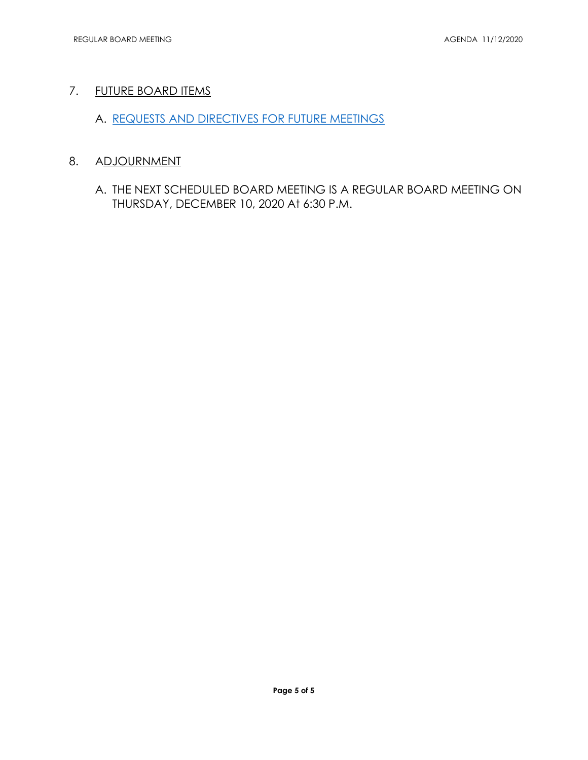7. FUTURE BOARD ITEMS

   A. REQUESTS AND DIRECTIVES FOR FUTURE MEETINGS

8. ADJOURNMENT

   A. THE NEXT SCHEDULED BOARD MEETING IS A REGULAR BOARD MEETING ON THURSDAY, DECEMBER 10, 2020 At 6:30 P.M.